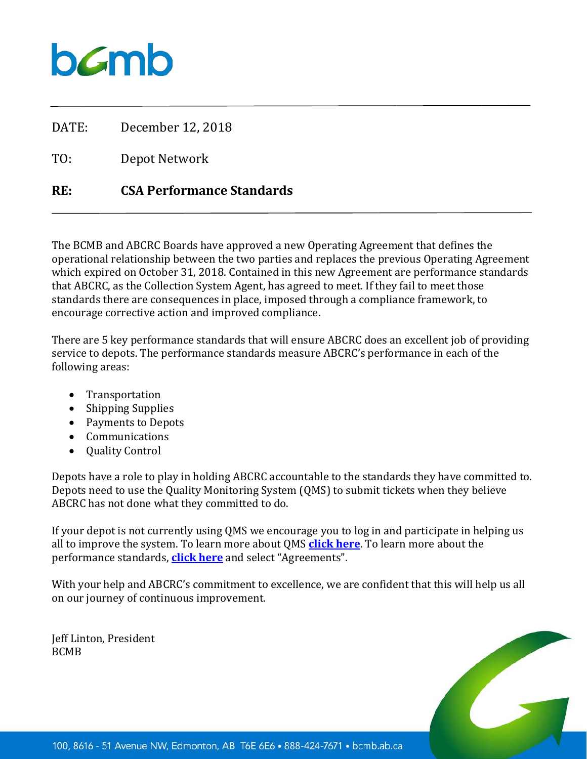DATE: December 12, 2018

TO: Depot Network

**RE: CSA Performance Standards**

The BCMB and ABCRC Boards have approved a new Operating Agreement that defines the operational relationship between the two parties and replaces the previous Operating Agreement which expired on October 31, 2018. Contained in this new Agreement are performance standards that ABCRC, as the Collection System Agent, has agreed to meet. If they fail to meet those standards there are consequences in place, imposed through a compliance framework, to encourage corrective action and improved compliance.

There are 5 key performance standards that will ensure ABCRC does an excellent job of providing service to depots. The performance standards measure ABCRC's performance in each of the following areas:

- Transportation
- Shipping Supplies
- Payments to Depots
- Communications
- Quality Control

Depots have a role to play in holding ABCRC accountable to the standards they have committed to. Depots need to use the Quality Monitoring System (QMS) to submit tickets when they believe ABCRC has not done what they committed to do.

If your depot is not currently using QMS we encourage you to log in and participate in helping us all to improve the system. To learn more about QMS **click here**. To learn more about the performance standards, **click here** and select "Agreements".

With your help and ABCRC's commitment to excellence, we are confident that this will help us all on our journey of continuous improvement.

Jeff Linton, President
BCMB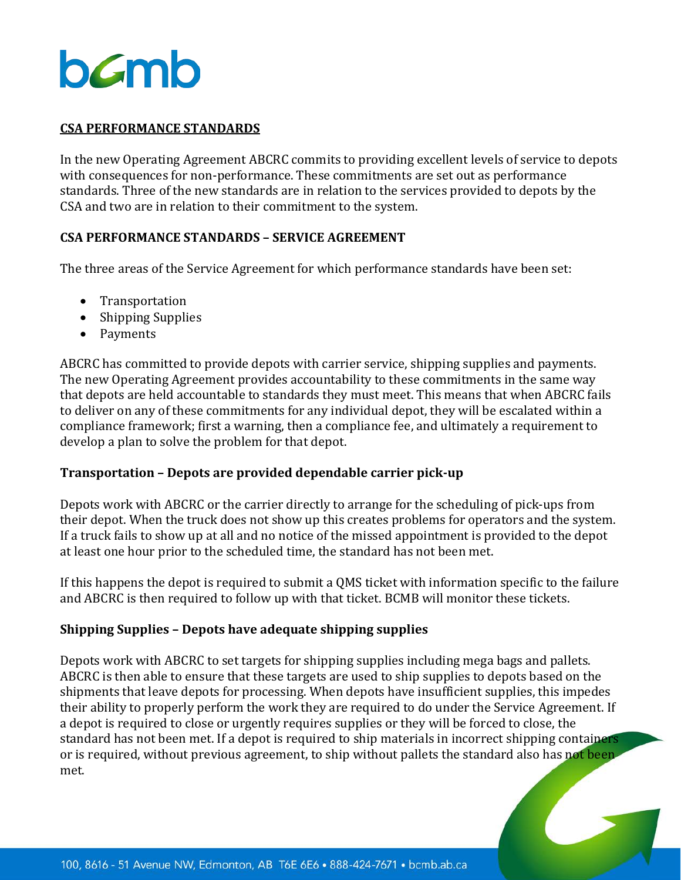## CSA PERFORMANCE STANDARDS

In the new Operating Agreement ABCRC commits to providing excellent levels of service to depots with consequences for non-performance. These commitments are set out as performance standards. Three of the new standards are in relation to the services provided to depots by the CSA and two are in relation to their commitment to the system.

### CSA PERFORMANCE STANDARDS – SERVICE AGREEMENT

The three areas of the Service Agreement for which performance standards have been set:

- Transportation
- Shipping Supplies
- Payments

ABCRC has committed to provide depots with carrier service, shipping supplies and payments. The new Operating Agreement provides accountability to these commitments in the same way that depots are held accountable to standards they must meet. This means that when ABCRC fails to deliver on any of these commitments for any individual depot, they will be escalated within a compliance framework; first a warning, then a compliance fee, and ultimately a requirement to develop a plan to solve the problem for that depot.

### Transportation – Depots are provided dependable carrier pick-up

Depots work with ABCRC or the carrier directly to arrange for the scheduling of pick-ups from their depot. When the truck does not show up this creates problems for operators and the system. If a truck fails to show up at all and no notice of the missed appointment is provided to the depot at least one hour prior to the scheduled time, the standard has not been met.

If this happens the depot is required to submit a QMS ticket with information specific to the failure and ABCRC is then required to follow up with that ticket. BCMB will monitor these tickets.

### Shipping Supplies – Depots have adequate shipping supplies

Depots work with ABCRC to set targets for shipping supplies including mega bags and pallets. ABCRC is then able to ensure that these targets are used to ship supplies to depots based on the shipments that leave depots for processing. When depots have insufficient supplies, this impedes their ability to properly perform the work they are required to do under the Service Agreement. If a depot is required to close or urgently requires supplies or they will be forced to close, the standard has not been met. If a depot is required to ship materials in incorrect shipping containers or is required, without previous agreement, to ship without pallets the standard also has not been met.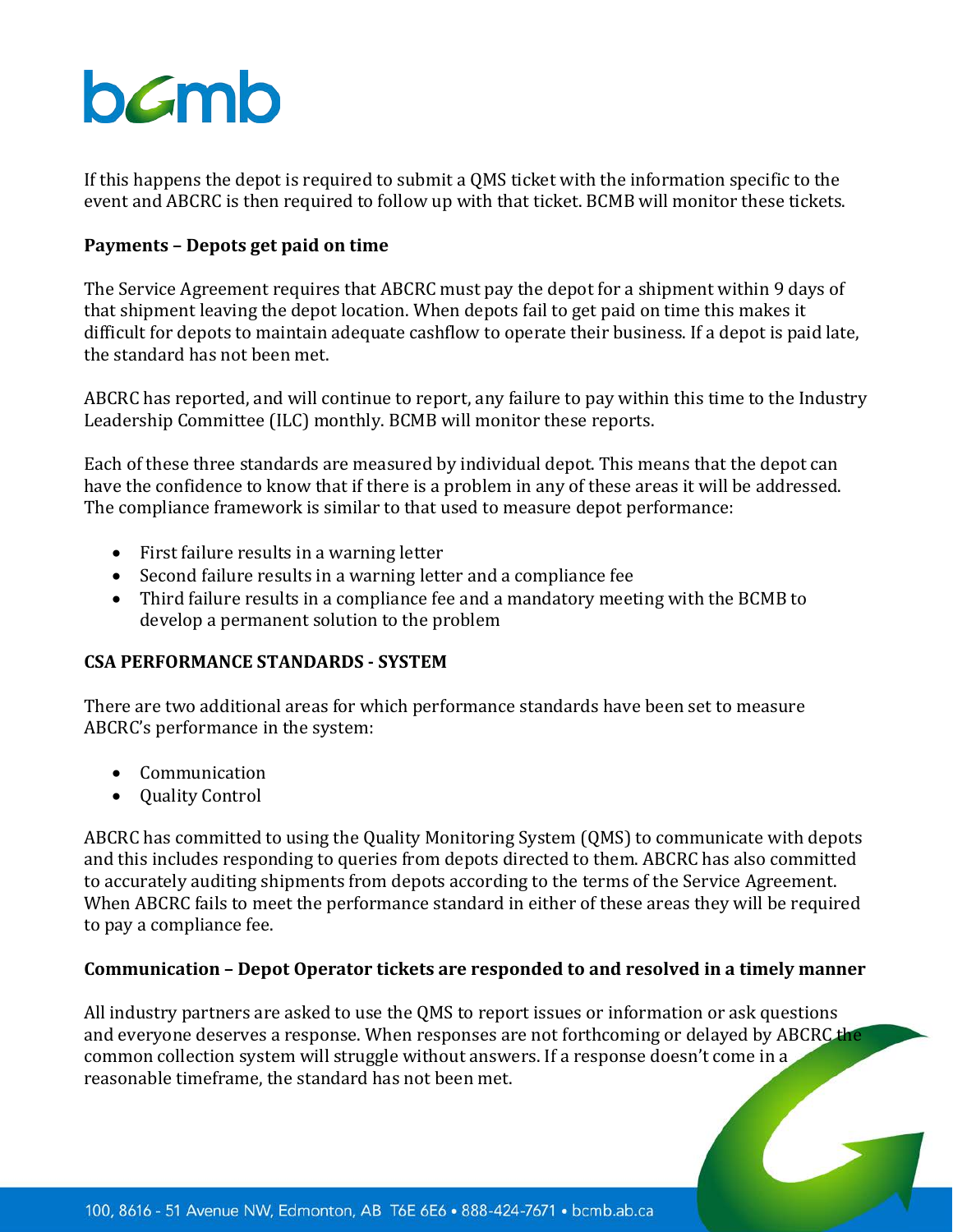If this happens the depot is required to submit a QMS ticket with the information specific to the event and ABCRC is then required to follow up with that ticket. BCMB will monitor these tickets.

**Payments – Depots get paid on time**

The Service Agreement requires that ABCRC must pay the depot for a shipment within 9 days of that shipment leaving the depot location. When depots fail to get paid on time this makes it difficult for depots to maintain adequate cashflow to operate their business. If a depot is paid late, the standard has not been met.

ABCRC has reported, and will continue to report, any failure to pay within this time to the Industry Leadership Committee (ILC) monthly. BCMB will monitor these reports.

Each of these three standards are measured by individual depot. This means that the depot can have the confidence to know that if there is a problem in any of these areas it will be addressed. The compliance framework is similar to that used to measure depot performance:

- First failure results in a warning letter
- Second failure results in a warning letter and a compliance fee
- Third failure results in a compliance fee and a mandatory meeting with the BCMB to develop a permanent solution to the problem

**CSA PERFORMANCE STANDARDS - SYSTEM**

There are two additional areas for which performance standards have been set to measure ABCRC's performance in the system:

- Communication
- Quality Control

ABCRC has committed to using the Quality Monitoring System (QMS) to communicate with depots and this includes responding to queries from depots directed to them. ABCRC has also committed to accurately auditing shipments from depots according to the terms of the Service Agreement. When ABCRC fails to meet the performance standard in either of these areas they will be required to pay a compliance fee.

**Communication – Depot Operator tickets are responded to and resolved in a timely manner**

All industry partners are asked to use the QMS to report issues or information or ask questions and everyone deserves a response. When responses are not forthcoming or delayed by ABCRC the common collection system will struggle without answers. If a response doesn't come in a reasonable timeframe, the standard has not been met.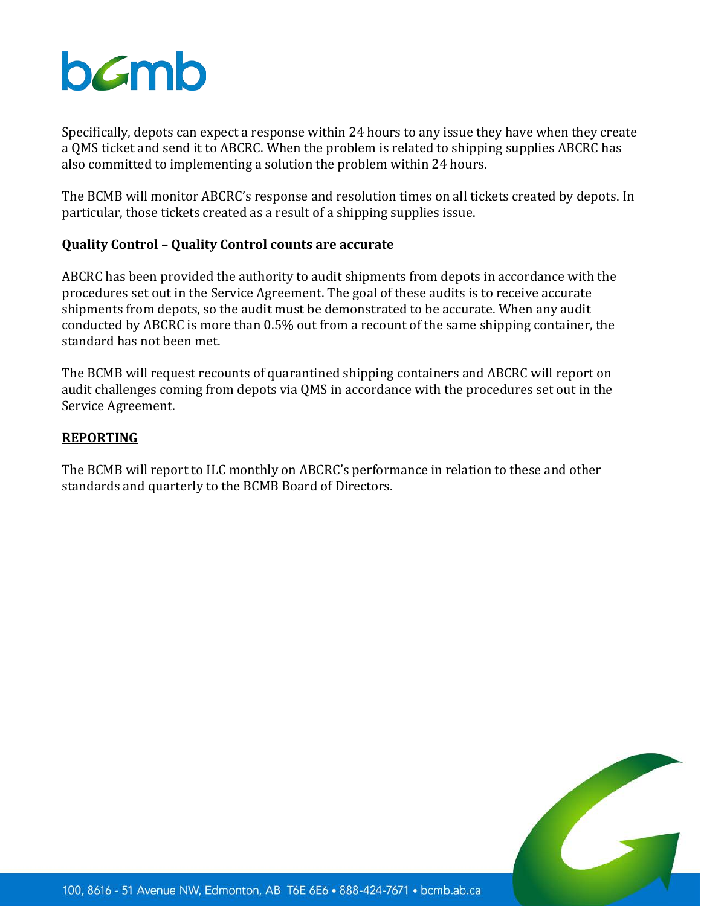Specifically, depots can expect a response within 24 hours to any issue they have when they create a QMS ticket and send it to ABCRC. When the problem is related to shipping supplies ABCRC has also committed to implementing a solution the problem within 24 hours.

The BCMB will monitor ABCRC's response and resolution times on all tickets created by depots. In particular, those tickets created as a result of a shipping supplies issue.

**Quality Control – Quality Control counts are accurate**

ABCRC has been provided the authority to audit shipments from depots in accordance with the procedures set out in the Service Agreement. The goal of these audits is to receive accurate shipments from depots, so the audit must be demonstrated to be accurate. When any audit conducted by ABCRC is more than 0.5% out from a recount of the same shipping container, the standard has not been met.

The BCMB will request recounts of quarantined shipping containers and ABCRC will report on audit challenges coming from depots via QMS in accordance with the procedures set out in the Service Agreement.

**REPORTING**

The BCMB will report to ILC monthly on ABCRC's performance in relation to these and other standards and quarterly to the BCMB Board of Directors.